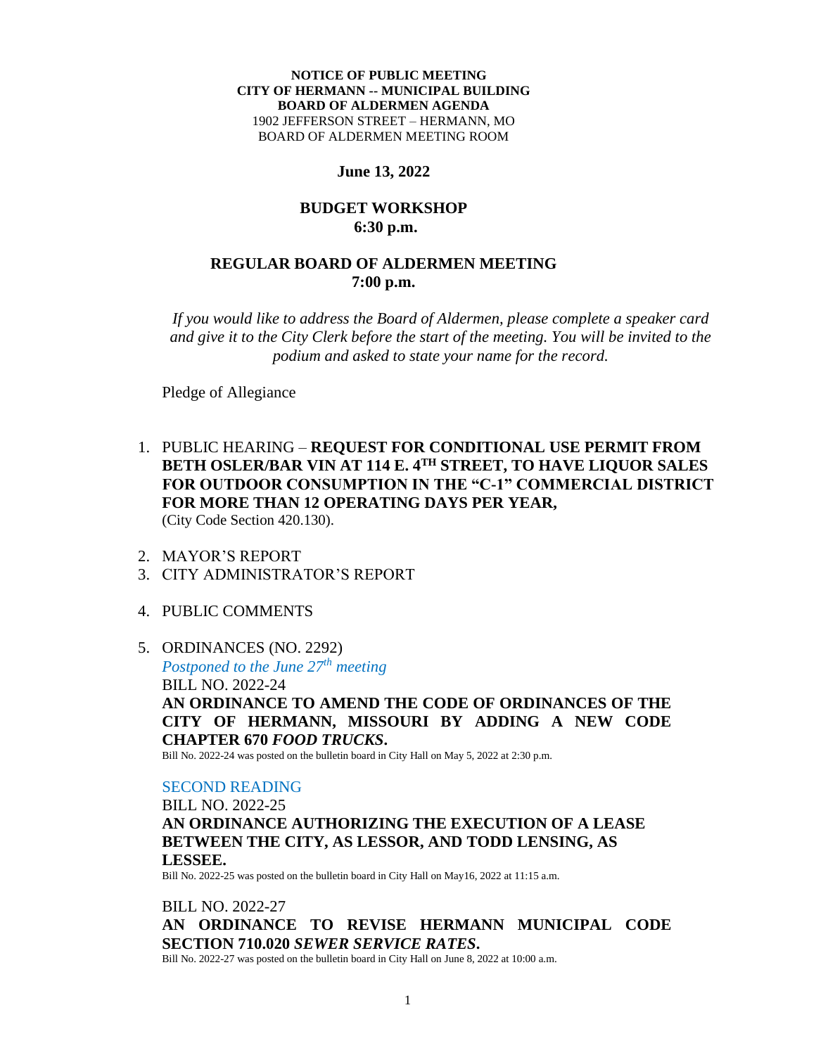**NOTICE OF PUBLIC MEETING**
**CITY OF HERMANN -- MUNICIPAL BUILDING**
**BOARD OF ALDERMEN AGENDA**
1902 JEFFERSON STREET – HERMANN, MO
BOARD OF ALDERMEN MEETING ROOM

**June 13, 2022**

**BUDGET WORKSHOP**
**6:30 p.m.**

**REGULAR BOARD OF ALDERMEN MEETING**
**7:00 p.m.**

*If you would like to address the Board of Aldermen, please complete a speaker card and give it to the City Clerk before the start of the meeting. You will be invited to the podium and asked to state your name for the record.*

Pledge of Allegiance

1. PUBLIC HEARING – **REQUEST FOR CONDITIONAL USE PERMIT FROM BETH OSLER/BAR VIN AT 114 E. 4TH STREET, TO HAVE LIQUOR SALES FOR OUTDOOR CONSUMPTION IN THE "C-1" COMMERCIAL DISTRICT FOR MORE THAN 12 OPERATING DAYS PER YEAR,** (City Code Section 420.130).

2. MAYOR'S REPORT
3. CITY ADMINISTRATOR'S REPORT

4. PUBLIC COMMENTS

5. ORDINANCES (NO. 2292)

   *Postponed to the June 27th meeting*

   BILL NO. 2022-24

   **AN ORDINANCE TO AMEND THE CODE OF ORDINANCES OF THE CITY OF HERMANN, MISSOURI BY ADDING A NEW CODE CHAPTER 670 *FOOD TRUCKS*.**

   Bill No. 2022-24 was posted on the bulletin board in City Hall on May 5, 2022 at 2:30 p.m.

   SECOND READING

   BILL NO. 2022-25

   **AN ORDINANCE AUTHORIZING THE EXECUTION OF A LEASE BETWEEN THE CITY, AS LESSOR, AND TODD LENSING, AS LESSEE.**

   Bill No. 2022-25 was posted on the bulletin board in City Hall on May16, 2022 at 11:15 a.m.

   BILL NO. 2022-27

   **AN ORDINANCE TO REVISE HERMANN MUNICIPAL CODE SECTION 710.020 *SEWER SERVICE RATES*.**

   Bill No. 2022-27 was posted on the bulletin board in City Hall on June 8, 2022 at 10:00 a.m.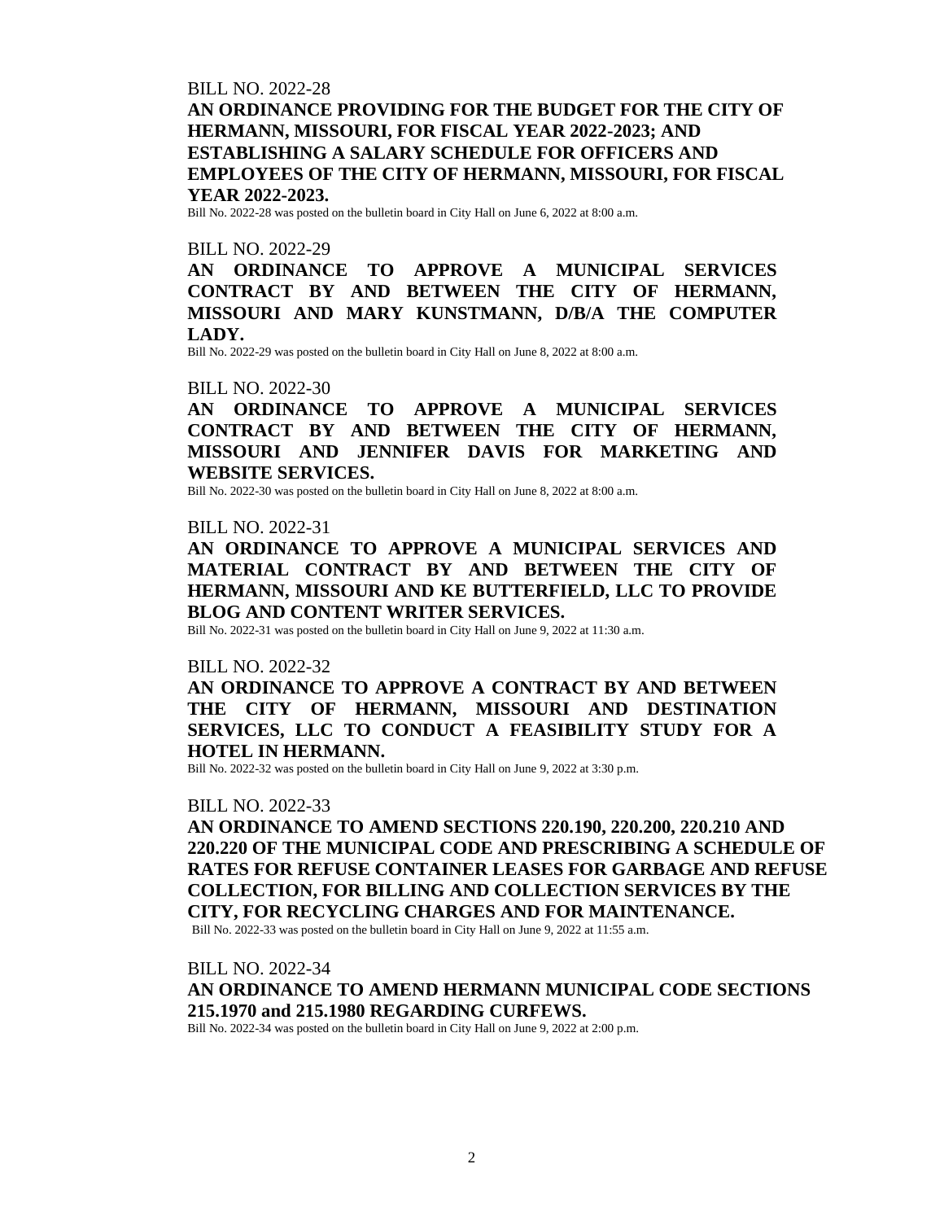BILL NO. 2022-28

**AN ORDINANCE PROVIDING FOR THE BUDGET FOR THE CITY OF HERMANN, MISSOURI, FOR FISCAL YEAR 2022-2023; AND ESTABLISHING A SALARY SCHEDULE FOR OFFICERS AND EMPLOYEES OF THE CITY OF HERMANN, MISSOURI, FOR FISCAL YEAR 2022-2023.**

Bill No. 2022-28 was posted on the bulletin board in City Hall on June 6, 2022 at 8:00 a.m.

BILL NO. 2022-29

**AN ORDINANCE TO APPROVE A MUNICIPAL SERVICES CONTRACT BY AND BETWEEN THE CITY OF HERMANN, MISSOURI AND MARY KUNSTMANN, D/B/A THE COMPUTER LADY.**

Bill No. 2022-29 was posted on the bulletin board in City Hall on June 8, 2022 at 8:00 a.m.

BILL NO. 2022-30

**AN ORDINANCE TO APPROVE A MUNICIPAL SERVICES CONTRACT BY AND BETWEEN THE CITY OF HERMANN, MISSOURI AND JENNIFER DAVIS FOR MARKETING AND WEBSITE SERVICES.**

Bill No. 2022-30 was posted on the bulletin board in City Hall on June 8, 2022 at 8:00 a.m.

BILL NO. 2022-31

**AN ORDINANCE TO APPROVE A MUNICIPAL SERVICES AND MATERIAL CONTRACT BY AND BETWEEN THE CITY OF HERMANN, MISSOURI AND KE BUTTERFIELD, LLC TO PROVIDE BLOG AND CONTENT WRITER SERVICES.**

Bill No. 2022-31 was posted on the bulletin board in City Hall on June 9, 2022 at 11:30 a.m.

BILL NO. 2022-32

**AN ORDINANCE TO APPROVE A CONTRACT BY AND BETWEEN THE CITY OF HERMANN, MISSOURI AND DESTINATION SERVICES, LLC TO CONDUCT A FEASIBILITY STUDY FOR A HOTEL IN HERMANN.**

Bill No. 2022-32 was posted on the bulletin board in City Hall on June 9, 2022 at 3:30 p.m.

BILL NO. 2022-33

**AN ORDINANCE TO AMEND SECTIONS 220.190, 220.200, 220.210 AND 220.220 OF THE MUNICIPAL CODE AND PRESCRIBING A SCHEDULE OF RATES FOR REFUSE CONTAINER LEASES FOR GARBAGE AND REFUSE COLLECTION, FOR BILLING AND COLLECTION SERVICES BY THE CITY, FOR RECYCLING CHARGES AND FOR MAINTENANCE.**

Bill No. 2022-33 was posted on the bulletin board in City Hall on June 9, 2022 at 11:55 a.m.

BILL NO. 2022-34

**AN ORDINANCE TO AMEND HERMANN MUNICIPAL CODE SECTIONS 215.1970 and 215.1980 REGARDING CURFEWS.**

Bill No. 2022-34 was posted on the bulletin board in City Hall on June 9, 2022 at 2:00 p.m.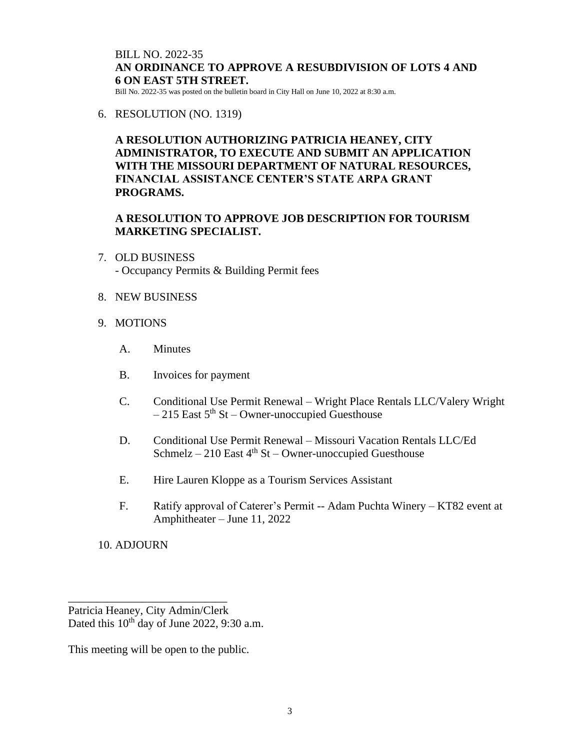BILL NO. 2022-35
**AN ORDINANCE TO APPROVE A RESUBDIVISION OF LOTS 4 AND 6 ON EAST 5TH STREET.**
Bill No. 2022-35 was posted on the bulletin board in City Hall on June 10, 2022 at 8:30 a.m.

6. RESOLUTION (NO. 1319)

   **A RESOLUTION AUTHORIZING PATRICIA HEANEY, CITY ADMINISTRATOR, TO EXECUTE AND SUBMIT AN APPLICATION WITH THE MISSOURI DEPARTMENT OF NATURAL RESOURCES, FINANCIAL ASSISTANCE CENTER'S STATE ARPA GRANT PROGRAMS.**

   **A RESOLUTION TO APPROVE JOB DESCRIPTION FOR TOURISM MARKETING SPECIALIST.**

7. OLD BUSINESS
   - Occupancy Permits & Building Permit fees

8. NEW BUSINESS

9. MOTIONS

   A. Minutes

   B. Invoices for payment

   C. Conditional Use Permit Renewal – Wright Place Rentals LLC/Valery Wright – 215 East 5th St – Owner-unoccupied Guesthouse

   D. Conditional Use Permit Renewal – Missouri Vacation Rentals LLC/Ed Schmelz – 210 East 4th St – Owner-unoccupied Guesthouse

   E. Hire Lauren Kloppe as a Tourism Services Assistant

   F. Ratify approval of Caterer's Permit -- Adam Puchta Winery – KT82 event at Amphitheater – June 11, 2022

10. ADJOURN

\_\_\_\_\_\_\_\_\_\_\_\_\_\_\_\_\_\_\_\_\_\_\_\_\_\_\_\_
Patricia Heaney, City Admin/Clerk
Dated this 10th day of June 2022, 9:30 a.m.

This meeting will be open to the public.